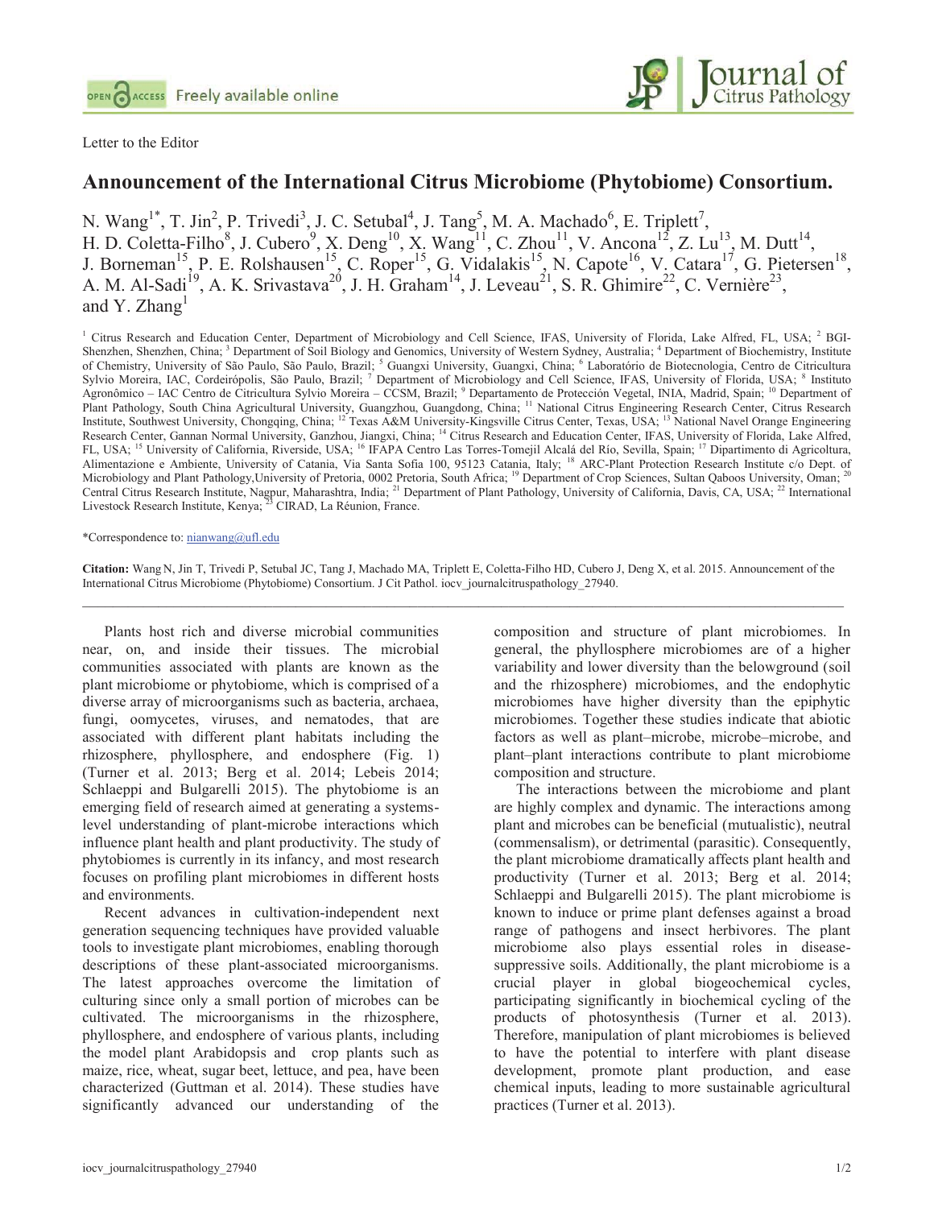Letter to the Editor

# Announcement of the International Citrus Microbiome (Phytobiome) Consortium.

N. Wang[1*], T. Jin[2], P. Trivedi[3], J. C. Setubal[4], J. Tang[5], M. A. Machado[6], E. Triplett[7], H. D. Coletta-Filho[8], J. Cubero[9], X. Deng[10], X. Wang[11], C. Zhou[11], V. Ancona[12], Z. Lu[13], M. Dutt[14], J. Borneman[15], P. E. Rolshausen[15], C. Roper[15], G. Vidalakis[15], N. Capote[16], V. Catara[17], G. Pietersen[18], A. M. Al-Sadi[19], A. K. Srivastava[20], J. H. Graham[14], J. Leveau[21], S. R. Ghimire[22], C. Vernière[23], and Y. Zhang[1]

[1] Citrus Research and Education Center, Department of Microbiology and Cell Science, IFAS, University of Florida, Lake Alfred, FL, USA; [2] BGI-Shenzhen, Shenzhen, China; [3] Department of Soil Biology and Genomics, University of Western Sydney, Australia; [4] Department of Biochemistry, Institute of Chemistry, University of São Paulo, São Paulo, Brazil; [5] Guangxi University, Guangxi, China; [6] Laboratório de Biotecnologia, Centro de Citricultura Sylvio Moreira, IAC, Cordeirópolis, São Paulo, Brazil; [7] Department of Microbiology and Cell Science, IFAS, University of Florida, USA; [8] Instituto Agronômico – IAC Centro de Citricultura Sylvio Moreira – CCSM, Brazil; [9] Departamento de Protección Vegetal, INIA, Madrid, Spain; [10] Department of Plant Pathology, South China Agricultural University, Guangzhou, Guangdong, China; [11] National Citrus Engineering Research Center, Citrus Research Institute, Southwest University, Chongqing, China; [12] Texas A&M University-Kingsville Citrus Center, Texas, USA; [13] National Navel Orange Engineering Research Center, Gannan Normal University, Ganzhou, Jiangxi, China; [14] Citrus Research and Education Center, IFAS, University of Florida, Lake Alfred, FL, USA; [15] University of California, Riverside, USA; [16] IFAPA Centro Las Torres-Tomejil Alcalá del Río, Sevilla, Spain; [17] Dipartimento di Agricoltura, Alimentazione e Ambiente, University of Catania, Via Santa Sofia 100, 95123 Catania, Italy; [18] ARC-Plant Protection Research Institute c/o Dept. of Microbiology and Plant Pathology,University of Pretoria, 0002 Pretoria, South Africa; [19] Department of Crop Sciences, Sultan Qaboos University, Oman; [20] Central Citrus Research Institute, Nagpur, Maharashtra, India; [21] Department of Plant Pathology, University of California, Davis, CA, USA; [22] International Livestock Research Institute, Kenya; [23] CIRAD, La Réunion, France.

*Correspondence to: nianwang@ufl.edu

**Citation:** Wang N, Jin T, Trivedi P, Setubal JC, Tang J, Machado MA, Triplett E, Coletta-Filho HD, Cubero J, Deng X, et al. 2015. Announcement of the International Citrus Microbiome (Phytobiome) Consortium. J Cit Pathol. iocv_journalcitruspathology_27940.

---

Plants host rich and diverse microbial communities near, on, and inside their tissues. The microbial communities associated with plants are known as the plant microbiome or phytobiome, which is comprised of a diverse array of microorganisms such as bacteria, archaea, fungi, oomycetes, viruses, and nematodes, that are associated with different plant habitats including the rhizosphere, phyllosphere, and endosphere (Fig. 1) (Turner et al. 2013; Berg et al. 2014; Lebeis 2014; Schlaeppi and Bulgarelli 2015). The phytobiome is an emerging field of research aimed at generating a systems-level understanding of plant-microbe interactions which influence plant health and plant productivity. The study of phytobiomes is currently in its infancy, and most research focuses on profiling plant microbiomes in different hosts and environments.

Recent advances in cultivation-independent next generation sequencing techniques have provided valuable tools to investigate plant microbiomes, enabling thorough descriptions of these plant-associated microorganisms. The latest approaches overcome the limitation of culturing since only a small portion of microbes can be cultivated. The microorganisms in the rhizosphere, phyllosphere, and endosphere of various plants, including the model plant Arabidopsis and crop plants such as maize, rice, wheat, sugar beet, lettuce, and pea, have been characterized (Guttman et al. 2014). These studies have significantly advanced our understanding of the composition and structure of plant microbiomes. In general, the phyllosphere microbiomes are of a higher variability and lower diversity than the belowground (soil and the rhizosphere) microbiomes, and the endophytic microbiomes have higher diversity than the epiphytic microbiomes. Together these studies indicate that abiotic factors as well as plant–microbe, microbe–microbe, and plant–plant interactions contribute to plant microbiome composition and structure.

The interactions between the microbiome and plant are highly complex and dynamic. The interactions among plant and microbes can be beneficial (mutualistic), neutral (commensalism), or detrimental (parasitic). Consequently, the plant microbiome dramatically affects plant health and productivity (Turner et al. 2013; Berg et al. 2014; Schlaeppi and Bulgarelli 2015). The plant microbiome is known to induce or prime plant defenses against a broad range of pathogens and insect herbivores. The plant microbiome also plays essential roles in disease-suppressive soils. Additionally, the plant microbiome is a crucial player in global biogeochemical cycles, participating significantly in biochemical cycling of the products of photosynthesis (Turner et al. 2013). Therefore, manipulation of plant microbiomes is believed to have the potential to interfere with plant disease development, promote plant production, and ease chemical inputs, leading to more sustainable agricultural practices (Turner et al. 2013).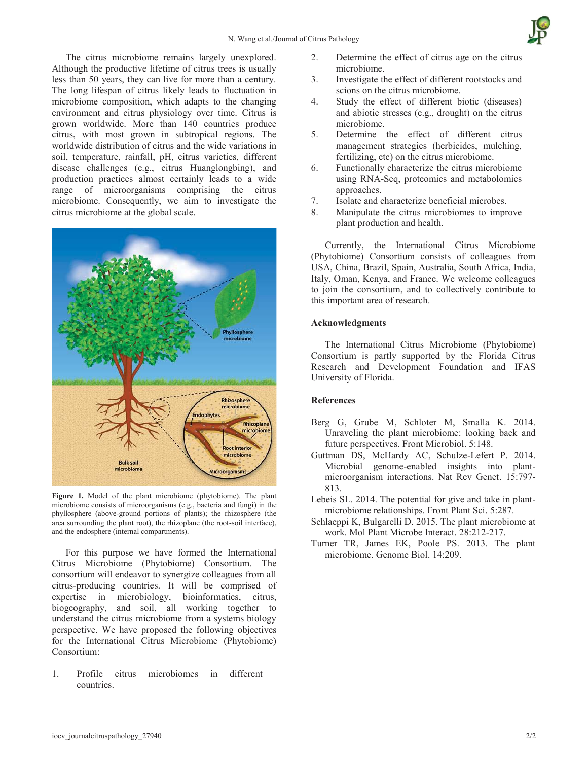The citrus microbiome remains largely unexplored. Although the productive lifetime of citrus trees is usually less than 50 years, they can live for more than a century. The long lifespan of citrus likely leads to fluctuation in microbiome composition, which adapts to the changing environment and citrus physiology over time. Citrus is grown worldwide. More than 140 countries produce citrus, with most grown in subtropical regions. The worldwide distribution of citrus and the wide variations in soil, temperature, rainfall, pH, citrus varieties, different disease challenges (e.g., citrus Huanglongbing), and production practices almost certainly leads to a wide range of microorganisms comprising the citrus microbiome. Consequently, we aim to investigate the citrus microbiome at the global scale.

Phyllosphere microbiome

Rhizosphere microbiome

Endophytes

Rhizoplane microbiome

Root interior microbiome

Bulk soil microbiome

Microorganisms

**Figure 1.** Model of the plant microbiome (phytobiome). The plant microbiome consists of microorganisms (e.g., bacteria and fungi) in the phyllosphere (above-ground portions of plants); the rhizosphere (the area surrounding the plant root), the rhizoplane (the root-soil interface), and the endosphere (internal compartments).

For this purpose we have formed the International Citrus Microbiome (Phytobiome) Consortium. The consortium will endeavor to synergize colleagues from all citrus-producing countries. It will be comprised of expertise in microbiology, bioinformatics, citrus, biogeography, and soil, all working together to understand the citrus microbiome from a systems biology perspective. We have proposed the following objectives for the International Citrus Microbiome (Phytobiome) Consortium:

1. Profile citrus microbiomes in different countries.
2. Determine the effect of citrus age on the citrus microbiome.
3. Investigate the effect of different rootstocks and scions on the citrus microbiome.
4. Study the effect of different biotic (diseases) and abiotic stresses (e.g., drought) on the citrus microbiome.
5. Determine the effect of different citrus management strategies (herbicides, mulching, fertilizing, etc) on the citrus microbiome.
6. Functionally characterize the citrus microbiome using RNA-Seq, proteomics and metabolomics approaches.
7. Isolate and characterize beneficial microbes.
8. Manipulate the citrus microbiomes to improve plant production and health.

Currently, the International Citrus Microbiome (Phytobiome) Consortium consists of colleagues from USA, China, Brazil, Spain, Australia, South Africa, India, Italy, Oman, Kenya, and France. We welcome colleagues to join the consortium, and to collectively contribute to this important area of research.

#### Acknowledgments

The International Citrus Microbiome (Phytobiome) Consortium is partly supported by the Florida Citrus Research and Development Foundation and IFAS University of Florida.

#### References

Berg G, Grube M, Schloter M, Smalla K. 2014. Unraveling the plant microbiome: looking back and future perspectives. Front Microbiol. 5:148.

Guttman DS, McHardy AC, Schulze-Lefert P. 2014. Microbial genome-enabled insights into plant-microorganism interactions. Nat Rev Genet. 15:797-813.

Lebeis SL. 2014. The potential for give and take in plant-microbiome relationships. Front Plant Sci. 5:287.

Schlaeppi K, Bulgarelli D. 2015. The plant microbiome at work. Mol Plant Microbe Interact. 28:212-217.

Turner TR, James EK, Poole PS. 2013. The plant microbiome. Genome Biol. 14:209.